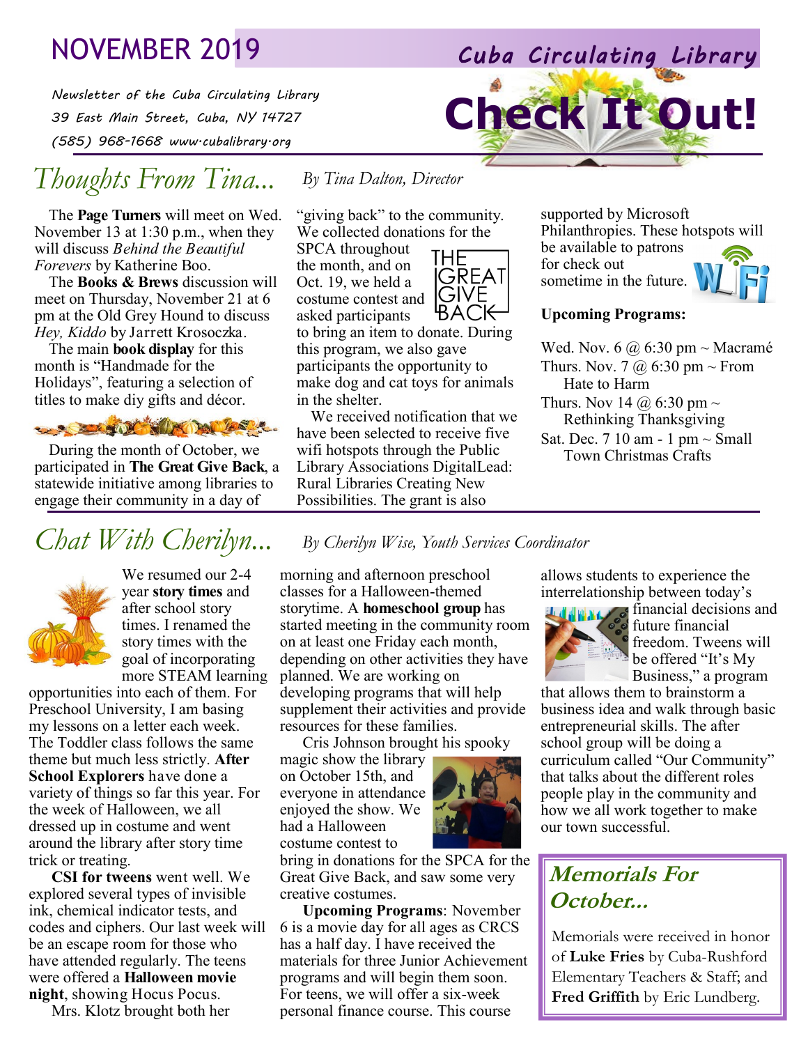# NOVEMBER 2019

## Cuba Circulating Library

*Newsletter of the Cuba Circulating Library*
*39 East Main Street, Cuba, NY 14727*
*(585) 968-1668 www.cubalibrary.org*

# Check It Out!

## *Thoughts From Tina...*

*By Tina Dalton, Director*

The **Page Turners** will meet on Wed. November 13 at 1:30 p.m., when they will discuss *Behind the Beautiful Forevers* by Katherine Boo.

The **Books & Brews** discussion will meet on Thursday, November 21 at 6 pm at the Old Grey Hound to discuss *Hey, Kiddo* by Jarrett Krosoczka.

The main **book display** for this month is "Handmade for the Holidays", featuring a selection of titles to make diy gifts and décor.

During the month of October, we participated in **The Great Give Back**, a statewide initiative among libraries to engage their community in a day of "giving back" to the community. We collected donations for the SPCA throughout the month, and on Oct. 19, we held a costume contest and asked participants to bring an item to donate. During this program, we also gave participants the opportunity to make dog and cat toys for animals in the shelter.

We received notification that we have been selected to receive five wifi hotspots through the Public Library Associations DigitalLead: Rural Libraries Creating New Possibilities. The grant is also supported by Microsoft Philanthropies. These hotspots will be available to patrons for check out sometime in the future.

**Upcoming Programs:**

Wed. Nov. 6 @ 6:30 pm ~ Macramé
Thurs. Nov. 7 @ 6:30 pm ~ From Hate to Harm
Thurs. Nov 14 @ 6:30 pm ~ Rethinking Thanksgiving
Sat. Dec. 7 10 am - 1 pm ~ Small Town Christmas Crafts

## *Chat With Cherilyn...*

*By Cherilyn Wise, Youth Services Coordinator*

We resumed our 2-4 year **story times** and after school story times. I renamed the story times with the goal of incorporating more STEAM learning opportunities into each of them. For Preschool University, I am basing my lessons on a letter each week. The Toddler class follows the same theme but much less strictly. **After School Explorers** have done a variety of things so far this year. For the week of Halloween, we all dressed up in costume and went around the library after story time trick or treating.

**CSI for tweens** went well. We explored several types of invisible ink, chemical indicator tests, and codes and ciphers. Our last week will be an escape room for those who have attended regularly. The teens were offered a **Halloween movie night**, showing Hocus Pocus.

Mrs. Klotz brought both her morning and afternoon preschool classes for a Halloween-themed storytime. A **homeschool group** has started meeting in the community room on at least one Friday each month, depending on other activities they have planned. We are working on developing programs that will help supplement their activities and provide resources for these families.

Cris Johnson brought his spooky magic show the library on October 15th, and everyone in attendance enjoyed the show. We had a Halloween costume contest to bring in donations for the SPCA for the Great Give Back, and saw some very creative costumes.

**Upcoming Programs**: November 6 is a movie day for all ages as CRCS has a half day. I have received the materials for three Junior Achievement programs and will begin them soon. For teens, we will offer a six-week personal finance course. This course allows students to experience the interrelationship between today's financial decisions and future financial freedom. Tweens will be offered "It's My Business," a program that allows them to brainstorm a business idea and walk through basic entrepreneurial skills. The after school group will be doing a curriculum called "Our Community" that talks about the different roles people play in the community and how we all work together to make our town successful.

### *Memorials For October...*

Memorials were received in honor of **Luke Fries** by Cuba-Rushford Elementary Teachers & Staff; and **Fred Griffith** by Eric Lundberg.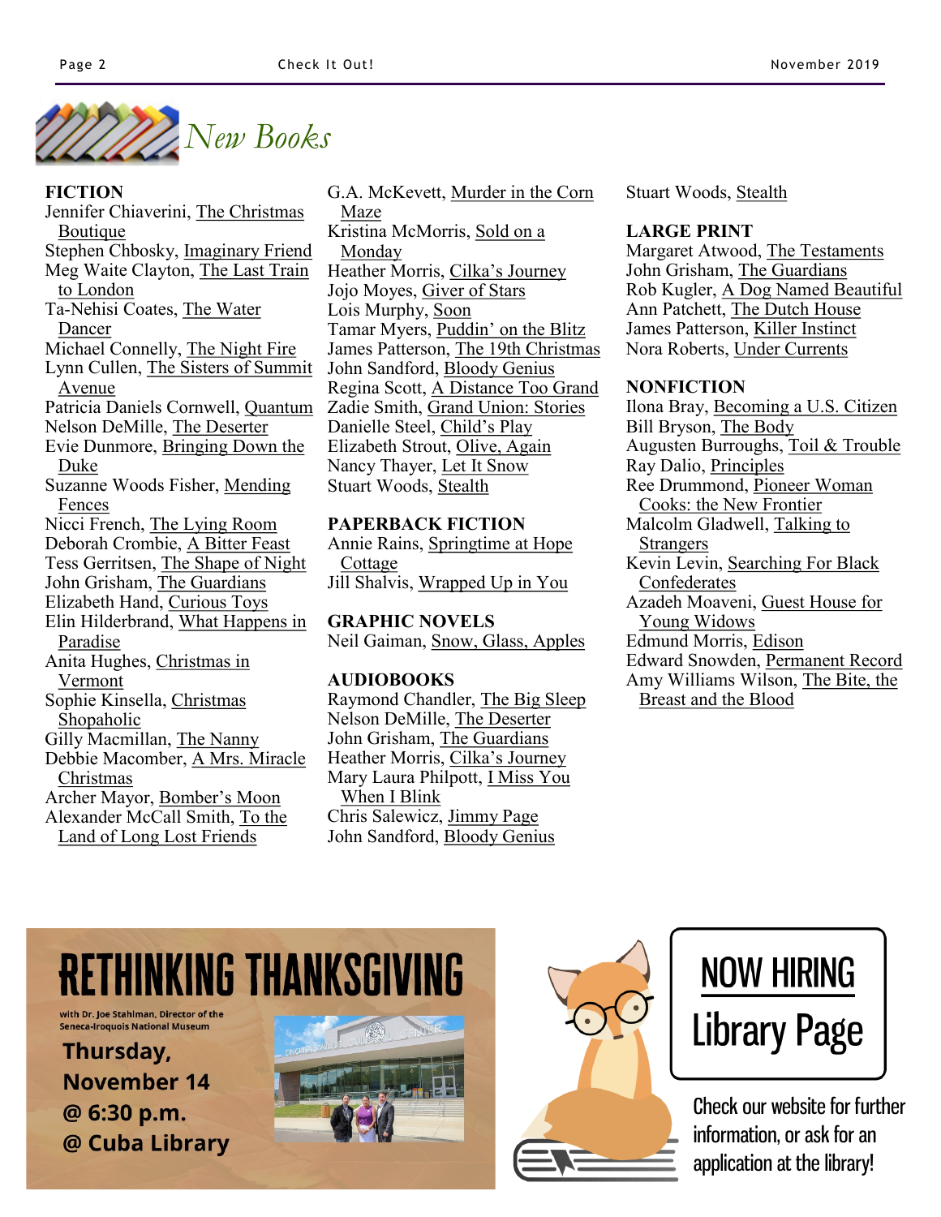# New Books

**FICTION**

Jennifer Chiaverini, The Christmas Boutique
Stephen Chbosky, Imaginary Friend
Meg Waite Clayton, The Last Train to London
Ta-Nehisi Coates, The Water Dancer
Michael Connelly, The Night Fire
Lynn Cullen, The Sisters of Summit Avenue
Patricia Daniels Cornwell, Quantum
Nelson DeMille, The Deserter
Evie Dunmore, Bringing Down the Duke
Suzanne Woods Fisher, Mending Fences
Nicci French, The Lying Room
Deborah Crombie, A Bitter Feast
Tess Gerritsen, The Shape of Night
John Grisham, The Guardians
Elizabeth Hand, Curious Toys
Elin Hilderbrand, What Happens in Paradise
Anita Hughes, Christmas in Vermont
Sophie Kinsella, Christmas Shopaholic
Gilly Macmillan, The Nanny
Debbie Macomber, A Mrs. Miracle Christmas
Archer Mayor, Bomber's Moon
Alexander McCall Smith, To the Land of Long Lost Friends
G.A. McKevett, Murder in the Corn Maze
Kristina McMorris, Sold on a Monday
Heather Morris, Cilka's Journey
Jojo Moyes, Giver of Stars
Lois Murphy, Soon
Tamar Myers, Puddin' on the Blitz
James Patterson, The 19th Christmas
John Sandford, Bloody Genius
Regina Scott, A Distance Too Grand
Zadie Smith, Grand Union: Stories
Danielle Steel, Child's Play
Elizabeth Strout, Olive, Again
Nancy Thayer, Let It Snow
Stuart Woods, Stealth

**PAPERBACK FICTION**

Annie Rains, Springtime at Hope Cottage
Jill Shalvis, Wrapped Up in You

**GRAPHIC NOVELS**

Neil Gaiman, Snow, Glass, Apples

**AUDIOBOOKS**

Raymond Chandler, The Big Sleep
Nelson DeMille, The Deserter
John Grisham, The Guardians
Heather Morris, Cilka's Journey
Mary Laura Philpott, I Miss You When I Blink
Chris Salewicz, Jimmy Page
John Sandford, Bloody Genius
Stuart Woods, Stealth

**LARGE PRINT**

Margaret Atwood, The Testaments
John Grisham, The Guardians
Rob Kugler, A Dog Named Beautiful
Ann Patchett, The Dutch House
James Patterson, Killer Instinct
Nora Roberts, Under Currents

**NONFICTION**

Ilona Bray, Becoming a U.S. Citizen
Bill Bryson, The Body
Augusten Burroughs, Toil & Trouble
Ray Dalio, Principles
Ree Drummond, Pioneer Woman Cooks: the New Frontier
Malcolm Gladwell, Talking to Strangers
Kevin Levin, Searching For Black Confederates
Azadeh Moaveni, Guest House for Young Widows
Edmund Morris, Edison
Edward Snowden, Permanent Record
Amy Williams Wilson, The Bite, the Breast and the Blood

## RETHINKING THANKSGIVING

with Dr. Joe Stahlman, Director of the Seneca-Iroquois National Museum

**Thursday, November 14 @ 6:30 p.m. @ Cuba Library**

## NOW HIRING Library Page

Check our website for further information, or ask for an application at the library!